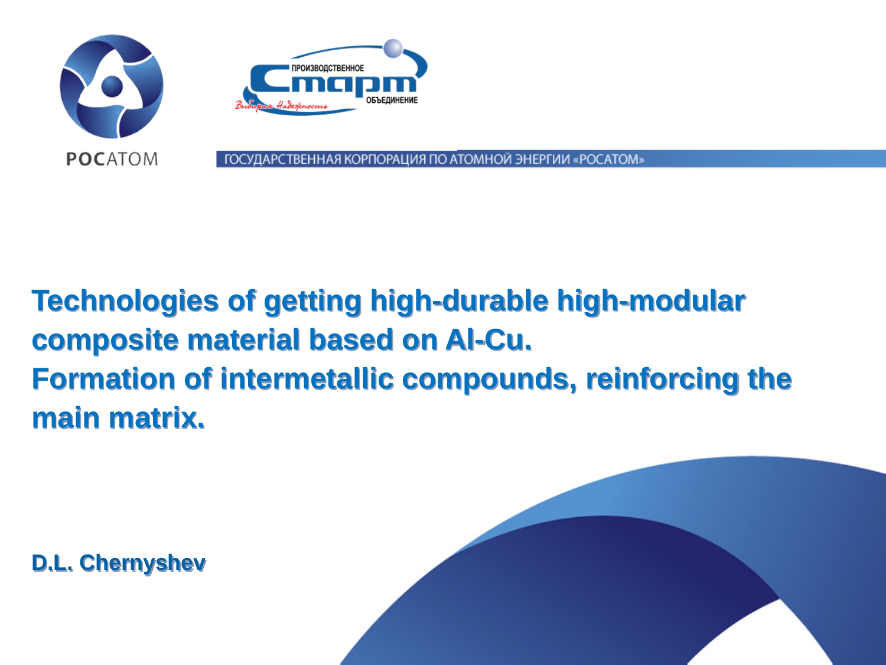РОСАТОМ

ПРОИЗВОДСТВЕННОЕ Старт ОБЪЕДИНЕНИЕ

Выбирая Надежность

ГОСУДАРСТВЕННАЯ КОРПОРАЦИЯ ПО АТОМНОЙ ЭНЕРГИИ «РОСАТОМ»

# Technologies of getting high-durable high-modular composite material based on Al-Cu. Formation of intermetallic compounds, reinforcing the main matrix.

**D.L. Chernyshev**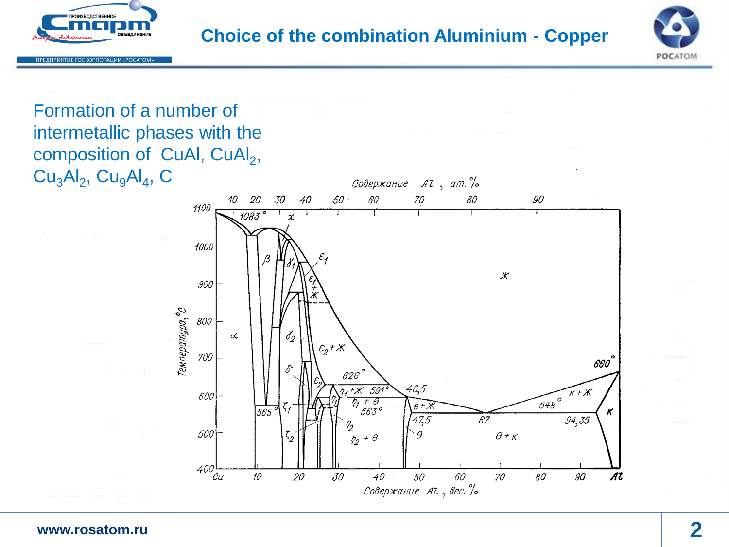# Choice of the combination Aluminium - Copper

Formation of a number of intermetallic phases with the composition of CuAl, $CuAl_2$, $Cu_3Al_2$, $Cu_9Al_4$, Cu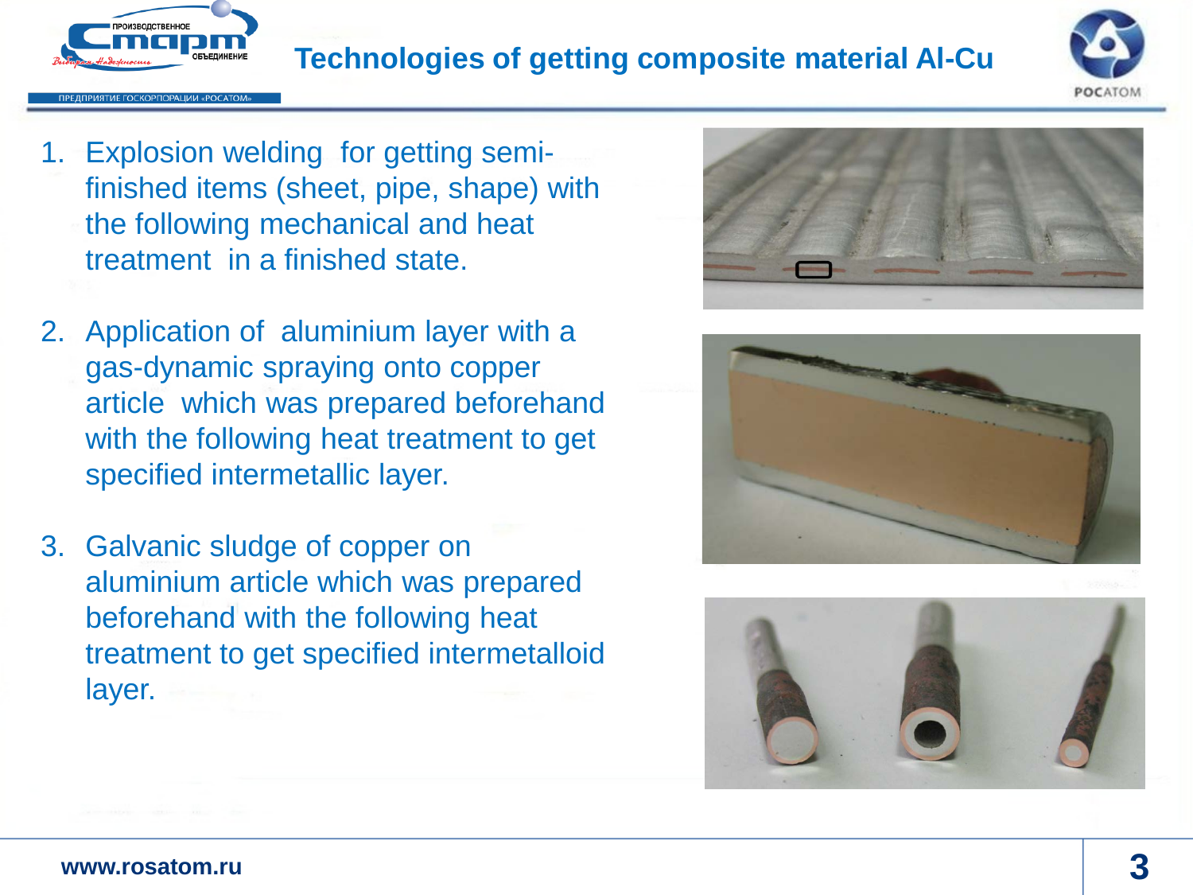# Technologies of getting composite material Al-Cu

1. Explosion welding for getting semi-finished items (sheet, pipe, shape) with the following mechanical and heat treatment in a finished state.

2. Application of aluminium layer with a gas-dynamic spraying onto copper article which was prepared beforehand with the following heat treatment to get specified intermetallic layer.

3. Galvanic sludge of copper on aluminium article which was prepared beforehand with the following heat treatment to get specified intermetalloid layer.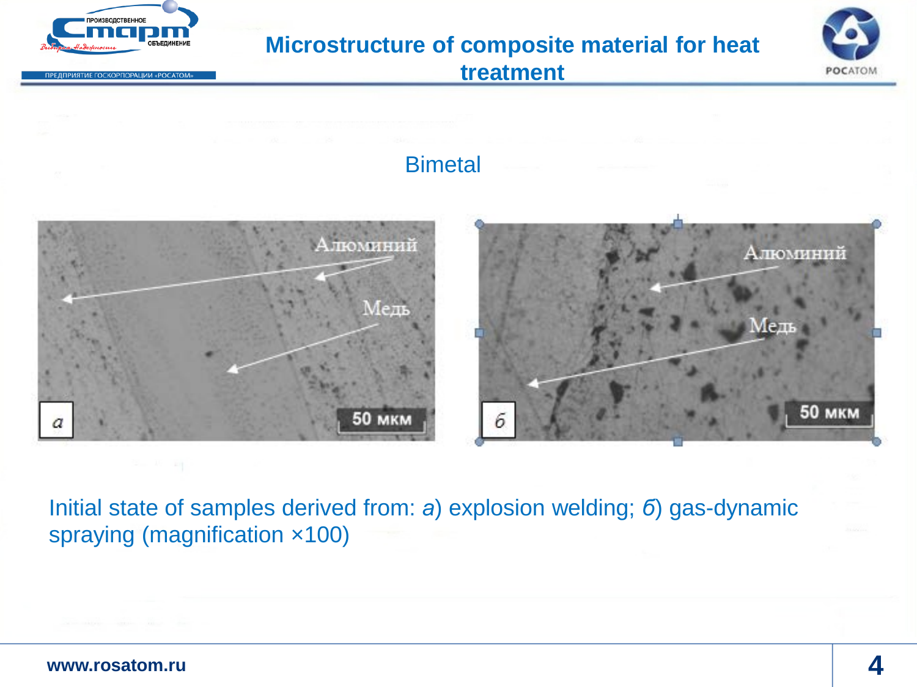# Microstructure of composite material for heat treatment

## Bimetal

Initial state of samples derived from: *а*) explosion welding; *б*) gas-dynamic spraying (magnification ×100)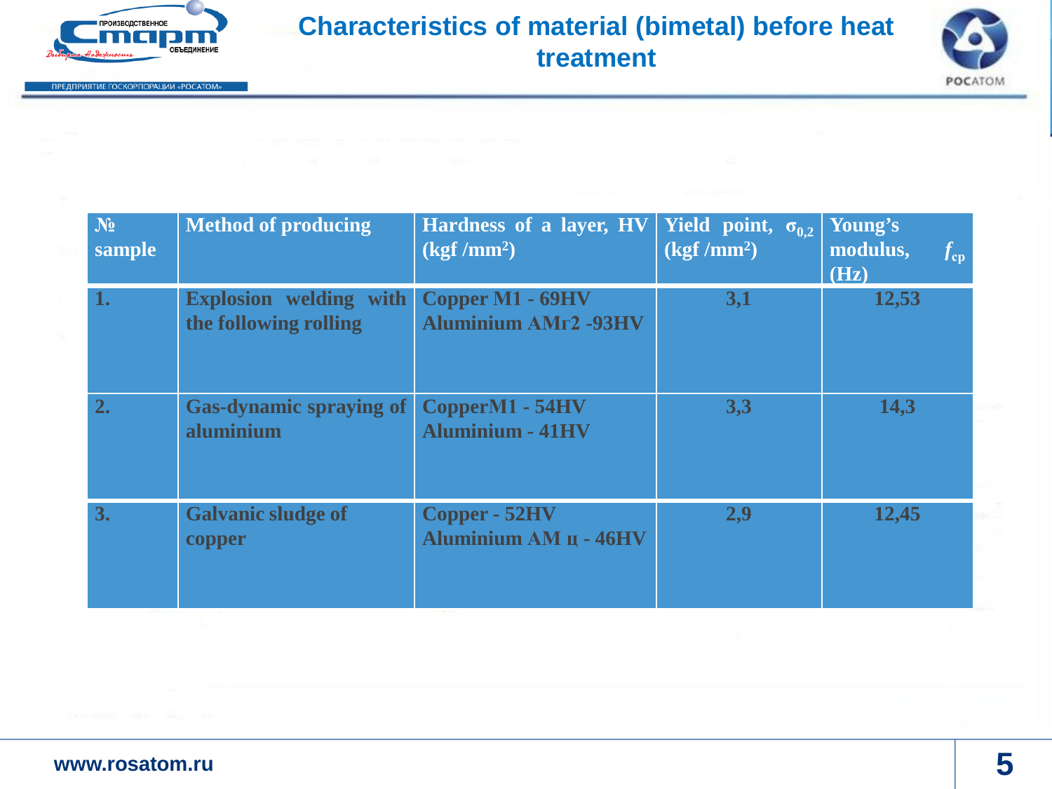# Characteristics of material (bimetal) before heat treatment

| № sample | Method of producing | Hardness of a layer, HV (kgf /mm$^2$) | Yield point, $\sigma_{0,2}$ (kgf /mm$^2$) | Young's modulus, $f_{cp}$ (Hz) |
|---|---|---|---|---|
| 1. | Explosion welding with the following rolling | Copper M1 - 69HV<br>Aluminium AMг2 -93HV | 3,1 | 12,53 |
| 2. | Gas-dynamic spraying of aluminium | CopperM1 - 54HV<br>Aluminium - 41HV | 3,3 | 14,3 |
| 3. | Galvanic sludge of copper | Copper - 52HV<br>Aluminium AM ц - 46HV | 2,9 | 12,45 |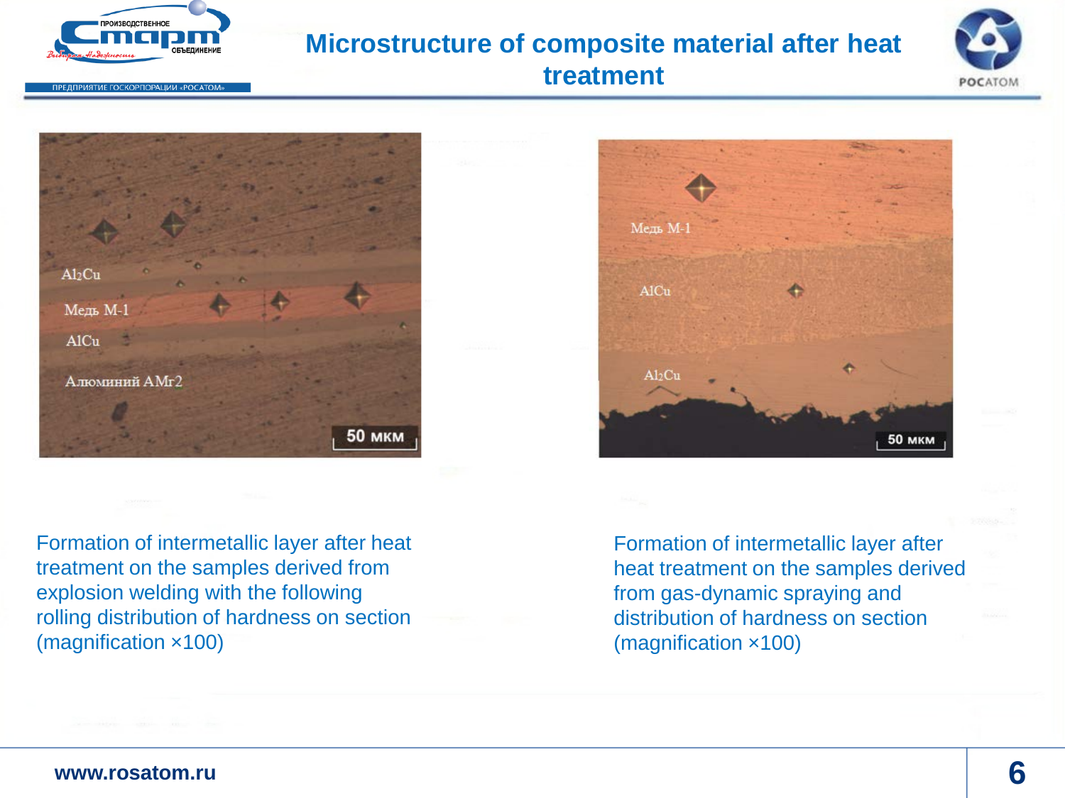# Microstructure of composite material after heat treatment

Al$_2$Cu

Медь М-1

AlCu

Алюминий АМг2

50 мкм

Медь М-1

AlCu

Al$_2$Cu

50 мкм

Formation of intermetallic layer after heat treatment on the samples derived from explosion welding with the following rolling distribution of hardness on section (magnification ×100)

Formation of intermetallic layer after heat treatment on the samples derived from gas-dynamic spraying and distribution of hardness on section (magnification ×100)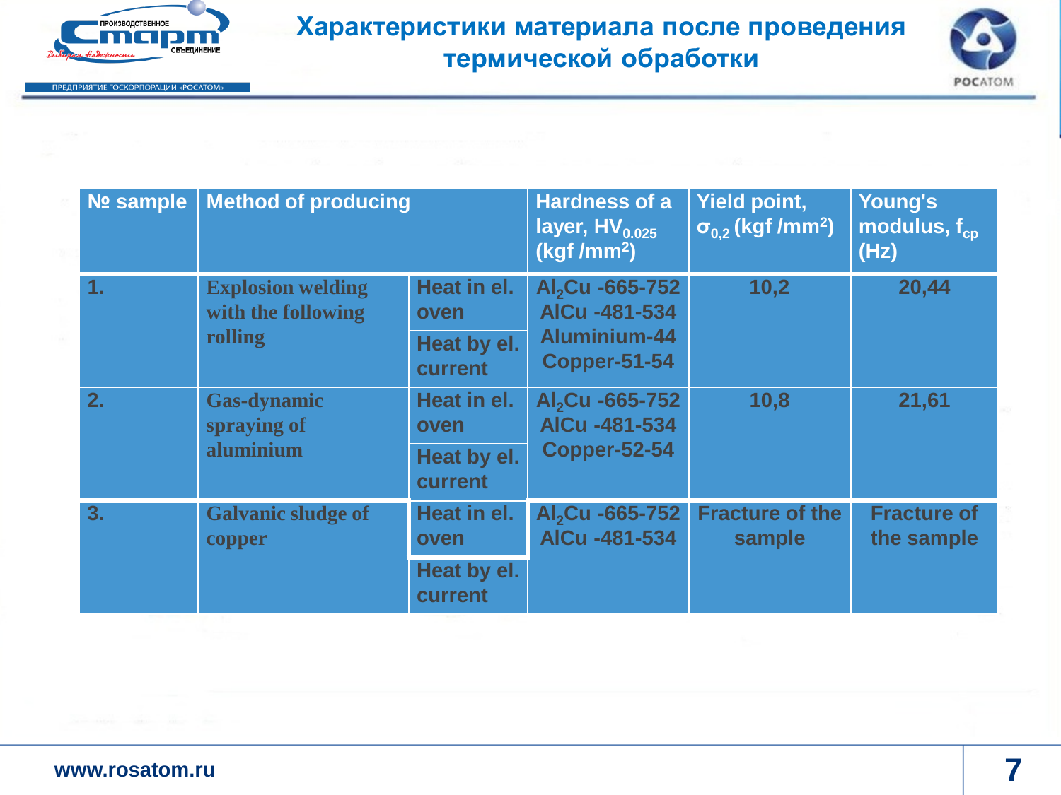# Характеристики материала после проведения термической обработки

| № sample | Method of producing | | Hardness of a layer, $HV_{0.025}$ (kgf /mm$^2$) | Yield point, $\sigma_{0,2}$ (kgf /mm$^2$) | Young's modulus, $f_{cp}$ (Hz) |
|---|---|---|---|---|---|
| 1. | Explosion welding with the following rolling | Heat in el. oven | $Al_2Cu$ -665-752 AlCu -481-534 Aluminium-44 Copper-51-54 | 10,2 | 20,44 |
| | | Heat by el. current | | | |
| 2. | Gas-dynamic spraying of aluminium | Heat in el. oven | $Al_2Cu$ -665-752 AlCu -481-534 Copper-52-54 | 10,8 | 21,61 |
| | | Heat by el. current | | | |
| 3. | Galvanic sludge of copper | Heat in el. oven | $Al_2Cu$ -665-752 AlCu -481-534 | Fracture of the sample | Fracture of the sample |
| | | Heat by el. current | | | |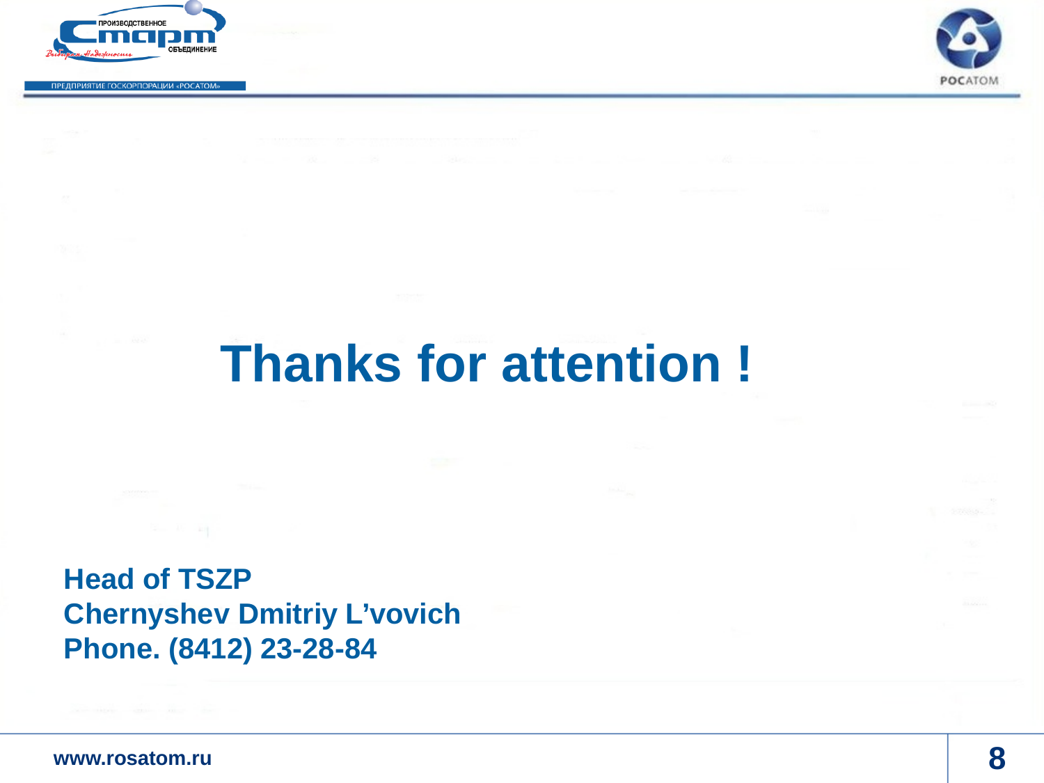# Thanks for attention !

**Head of TSZP**
**Chernyshev Dmitriy L'vovich**
**Phone. (8412) 23-28-84**